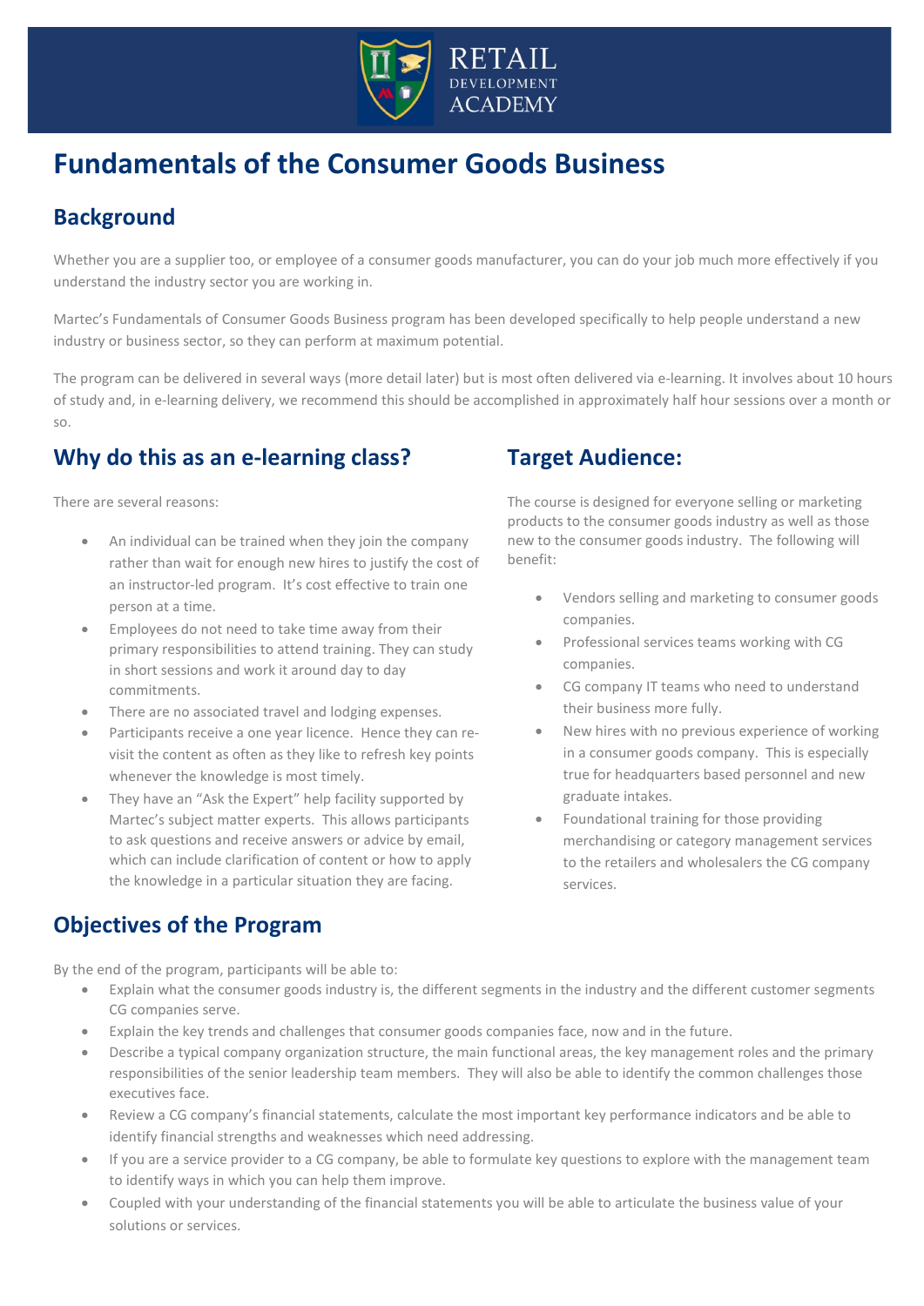# Fundamentals of the Consumer Goods Business

## Background

Whether you are a supplier too, or employee of a consumer goods manufacturer, you can do your job much more effectively if you understand the industry sector you are working in.

Martec's Fundamentals of Consumer Goods Business program has been developed specifically to help people understand a new industry or business sector, so they can perform at maximum potential.

The program can be delivered in several ways (more detail later) but is most often delivered via e-learning. It involves about 10 hours of study and, in e-learning delivery, we recommend this should be accomplished in approximately half hour sessions over a month or so.

## Why do this as an e-learning class?

There are several reasons:

- An individual can be trained when they join the company rather than wait for enough new hires to justify the cost of an instructor-led program. It's cost effective to train one person at a time.
- Employees do not need to take time away from their primary responsibilities to attend training. They can study in short sessions and work it around day to day commitments.
- There are no associated travel and lodging expenses.
- Participants receive a one year licence. Hence they can re-visit the content as often as they like to refresh key points whenever the knowledge is most timely.
- They have an "Ask the Expert" help facility supported by Martec's subject matter experts. This allows participants to ask questions and receive answers or advice by email, which can include clarification of content or how to apply the knowledge in a particular situation they are facing.

## Target Audience:

The course is designed for everyone selling or marketing products to the consumer goods industry as well as those new to the consumer goods industry. The following will benefit:

- Vendors selling and marketing to consumer goods companies.
- Professional services teams working with CG companies.
- CG company IT teams who need to understand their business more fully.
- New hires with no previous experience of working in a consumer goods company. This is especially true for headquarters based personnel and new graduate intakes.
- Foundational training for those providing merchandising or category management services to the retailers and wholesalers the CG company services.

## Objectives of the Program

By the end of the program, participants will be able to:

- Explain what the consumer goods industry is, the different segments in the industry and the different customer segments CG companies serve.
- Explain the key trends and challenges that consumer goods companies face, now and in the future.
- Describe a typical company organization structure, the main functional areas, the key management roles and the primary responsibilities of the senior leadership team members. They will also be able to identify the common challenges those executives face.
- Review a CG company's financial statements, calculate the most important key performance indicators and be able to identify financial strengths and weaknesses which need addressing.
- If you are a service provider to a CG company, be able to formulate key questions to explore with the management team to identify ways in which you can help them improve.
- Coupled with your understanding of the financial statements you will be able to articulate the business value of your solutions or services.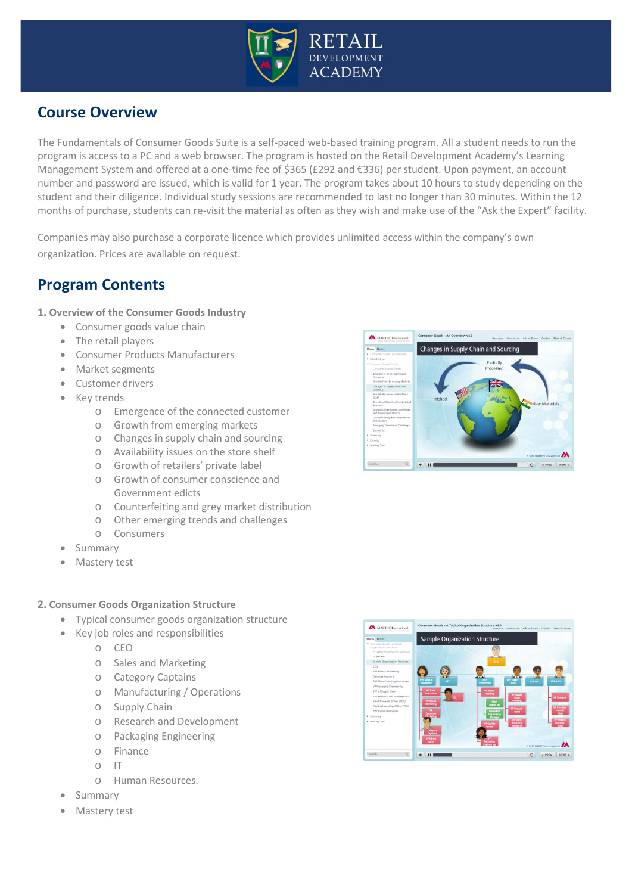## Course Overview

The Fundamentals of Consumer Goods Suite is a self-paced web-based training program. All a student needs to run the program is access to a PC and a web browser. The program is hosted on the Retail Development Academy's Learning Management System and offered at a one-time fee of $365 (£292 and €336) per student. Upon payment, an account number and password are issued, which is valid for 1 year. The program takes about 10 hours to study depending on the student and their diligence. Individual study sessions are recommended to last no longer than 30 minutes. Within the 12 months of purchase, students can re-visit the material as often as they wish and make use of the "Ask the Expert" facility.

Companies may also purchase a corporate licence which provides unlimited access within the company's own organization. Prices are available on request.

## Program Contents

### 1. Overview of the Consumer Goods Industry

- Consumer goods value chain
- The retail players
- Consumer Products Manufacturers
- Market segments
- Customer drivers
- Key trends
  - Emergence of the connected customer
  - Growth from emerging markets
  - Changes in supply chain and sourcing
  - Availability issues on the store shelf
  - Growth of retailers' private label
  - Growth of consumer conscience and Government edicts
  - Counterfeiting and grey market distribution
  - Other emerging trends and challenges
  - Consumers
- Summary
- Mastery test

### 2. Consumer Goods Organization Structure

- Typical consumer goods organization structure
- Key job roles and responsibilities
  - CEO
  - Sales and Marketing
  - Category Captains
  - Manufacturing / Operations
  - Supply Chain
  - Research and Development
  - Packaging Engineering
  - Finance
  - IT
  - Human Resources.
- Summary
- Mastery test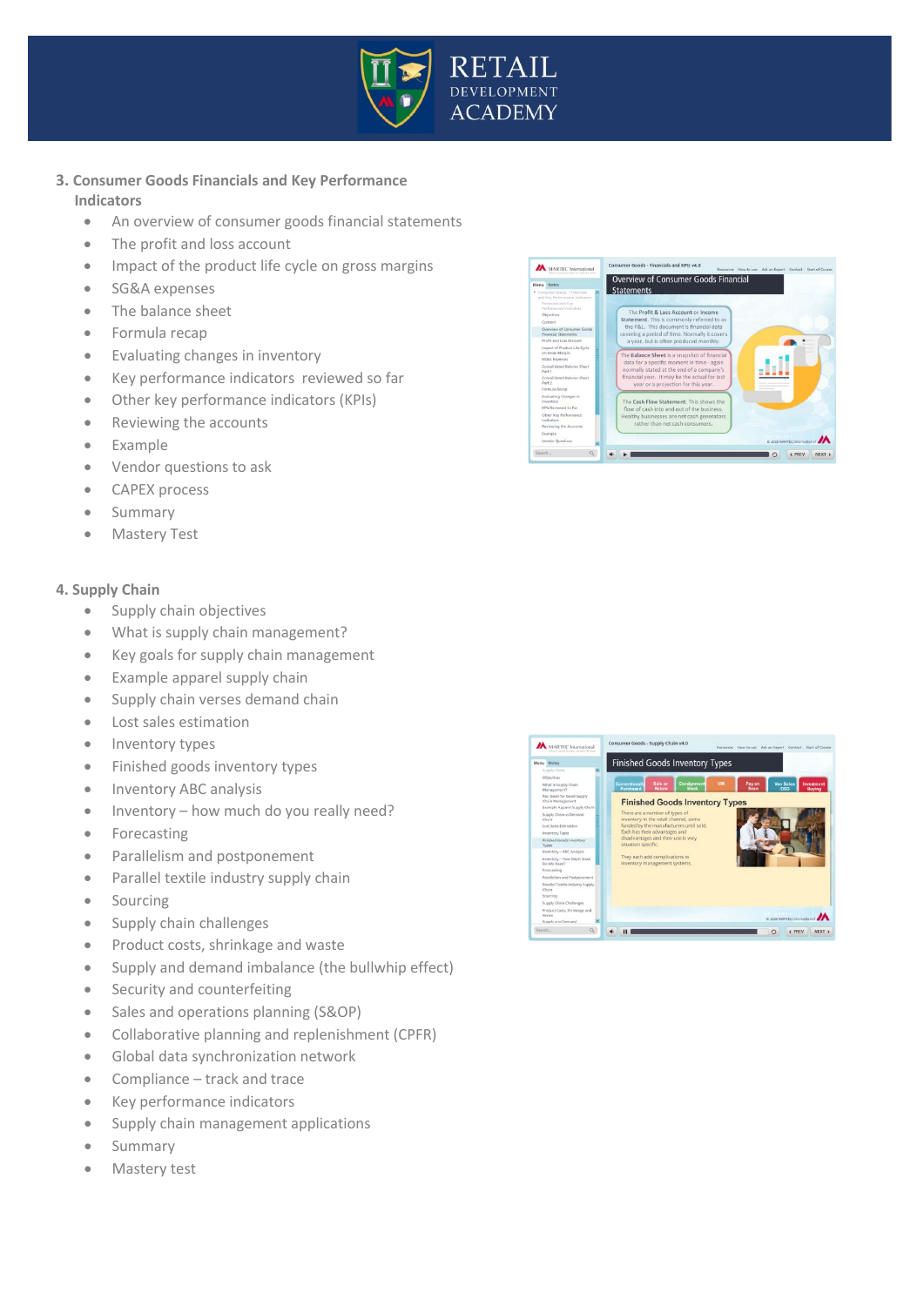### 3. Consumer Goods Financials and Key Performance Indicators

- An overview of consumer goods financial statements
- The profit and loss account
- Impact of the product life cycle on gross margins
- SG&A expenses
- The balance sheet
- Formula recap
- Evaluating changes in inventory
- Key performance indicators reviewed so far
- Other key performance indicators (KPIs)
- Reviewing the accounts
- Example
- Vendor questions to ask
- CAPEX process
- Summary
- Mastery Test

### 4. Supply Chain

- Supply chain objectives
- What is supply chain management?
- Key goals for supply chain management
- Example apparel supply chain
- Supply chain verses demand chain
- Lost sales estimation
- Inventory types
- Finished goods inventory types
- Inventory ABC analysis
- Inventory – how much do you really need?
- Forecasting
- Parallelism and postponement
- Parallel textile industry supply chain
- Sourcing
- Supply chain challenges
- Product costs, shrinkage and waste
- Supply and demand imbalance (the bullwhip effect)
- Security and counterfeiting
- Sales and operations planning (S&OP)
- Collaborative planning and replenishment (CPFR)
- Global data synchronization network
- Compliance – track and trace
- Key performance indicators
- Supply chain management applications
- Summary
- Mastery test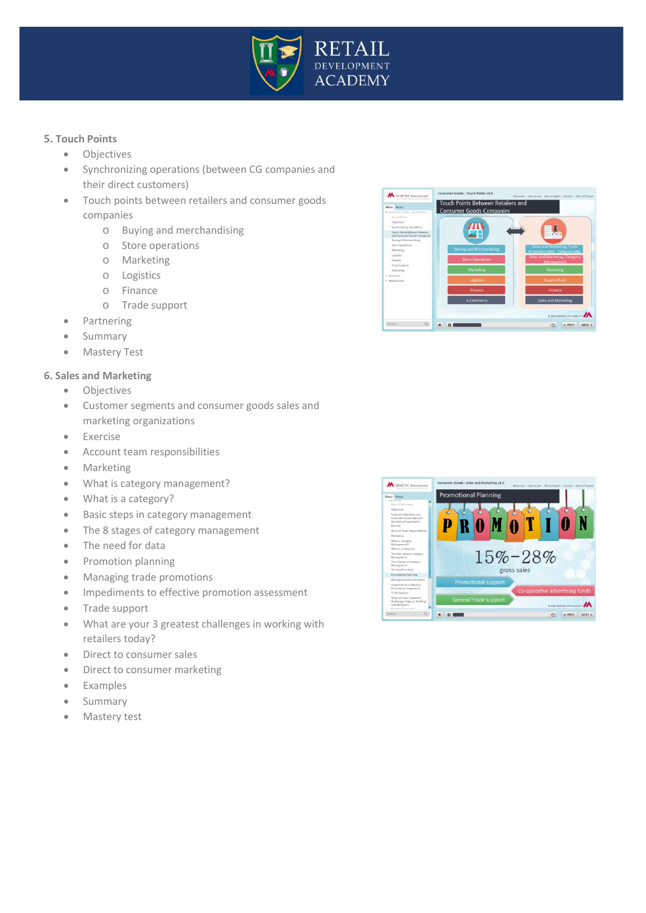## 5. Touch Points

- Objectives
- Synchronizing operations (between CG companies and their direct customers)
- Touch points between retailers and consumer goods companies
  - Buying and merchandising
  - Store operations
  - Marketing
  - Logistics
  - Finance
  - Trade support
- Partnering
- Summary
- Mastery Test

## 6. Sales and Marketing

- Objectives
- Customer segments and consumer goods sales and marketing organizations
- Exercise
- Account team responsibilities
- Marketing
- What is category management?
- What is a category?
- Basic steps in category management
- The 8 stages of category management
- The need for data
- Promotion planning
- Managing trade promotions
- Impediments to effective promotion assessment
- Trade support
- What are your 3 greatest challenges in working with retailers today?
- Direct to consumer sales
- Direct to consumer marketing
- Examples
- Summary
- Mastery test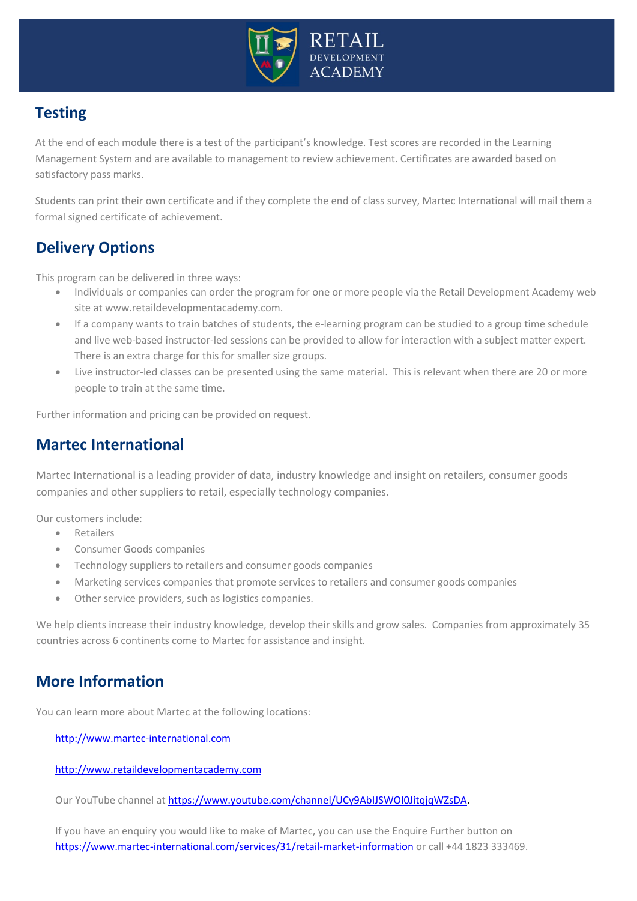## Testing

At the end of each module there is a test of the participant's knowledge. Test scores are recorded in the Learning Management System and are available to management to review achievement. Certificates are awarded based on satisfactory pass marks.

Students can print their own certificate and if they complete the end of class survey, Martec International will mail them a formal signed certificate of achievement.

## Delivery Options

This program can be delivered in three ways:

- Individuals or companies can order the program for one or more people via the Retail Development Academy web site at www.retaildevelopmentacademy.com.
- If a company wants to train batches of students, the e-learning program can be studied to a group time schedule and live web-based instructor-led sessions can be provided to allow for interaction with a subject matter expert. There is an extra charge for this for smaller size groups.
- Live instructor-led classes can be presented using the same material. This is relevant when there are 20 or more people to train at the same time.

Further information and pricing can be provided on request.

## Martec International

Martec International is a leading provider of data, industry knowledge and insight on retailers, consumer goods companies and other suppliers to retail, especially technology companies.

Our customers include:

- Retailers
- Consumer Goods companies
- Technology suppliers to retailers and consumer goods companies
- Marketing services companies that promote services to retailers and consumer goods companies
- Other service providers, such as logistics companies.

We help clients increase their industry knowledge, develop their skills and grow sales. Companies from approximately 35 countries across 6 continents come to Martec for assistance and insight.

## More Information

You can learn more about Martec at the following locations:

http://www.martec-international.com

http://www.retaildevelopmentacademy.com

Our YouTube channel at https://www.youtube.com/channel/UCy9AbIJSWOI0JitqjqWZsDA.

If you have an enquiry you would like to make of Martec, you can use the Enquire Further button on https://www.martec-international.com/services/31/retail-market-information or call +44 1823 333469.